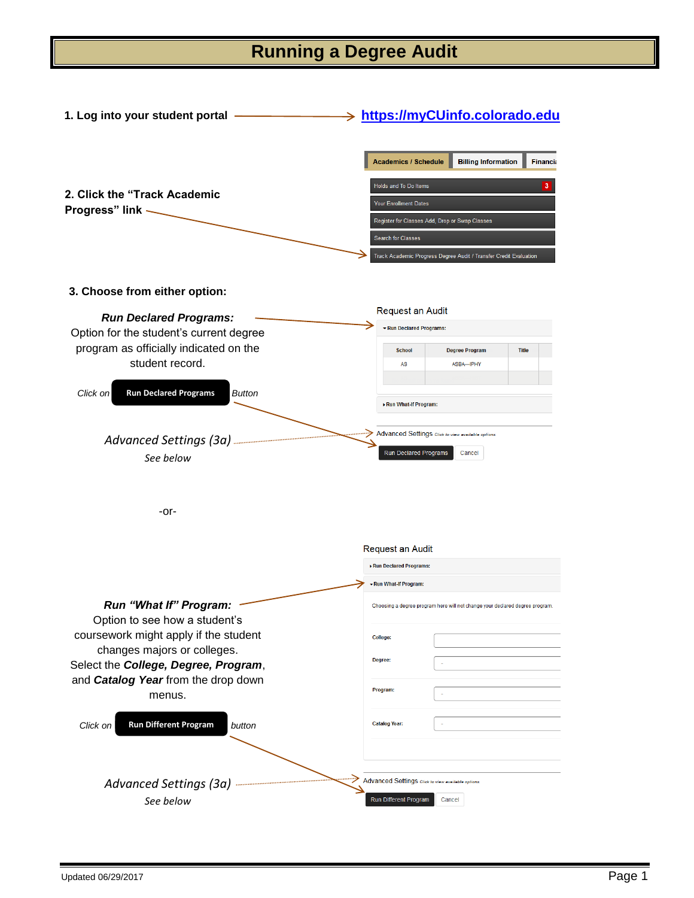# Running a Degree Audit

**1. Log into your student portal** → **https://myCUinfo.colorado.edu**

Academics / Schedule | Billing Information | Financi

- Holds and To Do Items 3
- Your Enrollment Dates
- Register for Classes Add, Drop or Swap Classes
- Search for Classes
- Track Academic Progress Degree Audit / Transfer Credit Evaluation

**2. Click the "Track Academic Progress" link**

**3. Choose from either option:**

***Run Declared Programs:***
Option for the student's current degree program as officially indicated on the student record.

*Click on* **Run Declared Programs** *Button*

*Advanced Settings (3a)*
*See below*

Request an Audit

▾ Run Declared Programs:

| School | Degree Program | Title |
|---|---|---|
| AS | ASBA---IPHY | |

▸ Run What-If Program:

Advanced Settings *Click to view available options*

Run Declared Programs | Cancel

-or-

***Run "What If" Program:***
Option to see how a student's coursework might apply if the student changes majors or colleges.
Select the ***College, Degree, Program***, and ***Catalog Year*** from the drop down menus.

*Click on* **Run Different Program** *button*

*Advanced Settings (3a)*
*See below*

Request an Audit

▸ Run Declared Programs:

▾ Run What-If Program:

Choosing a degree program here will not change your declared degree program.

College:

Degree:

Program:

Catalog Year:

Advanced Settings *Click to view available options*

Run Different Program | Cancel

Updated 06/29/2017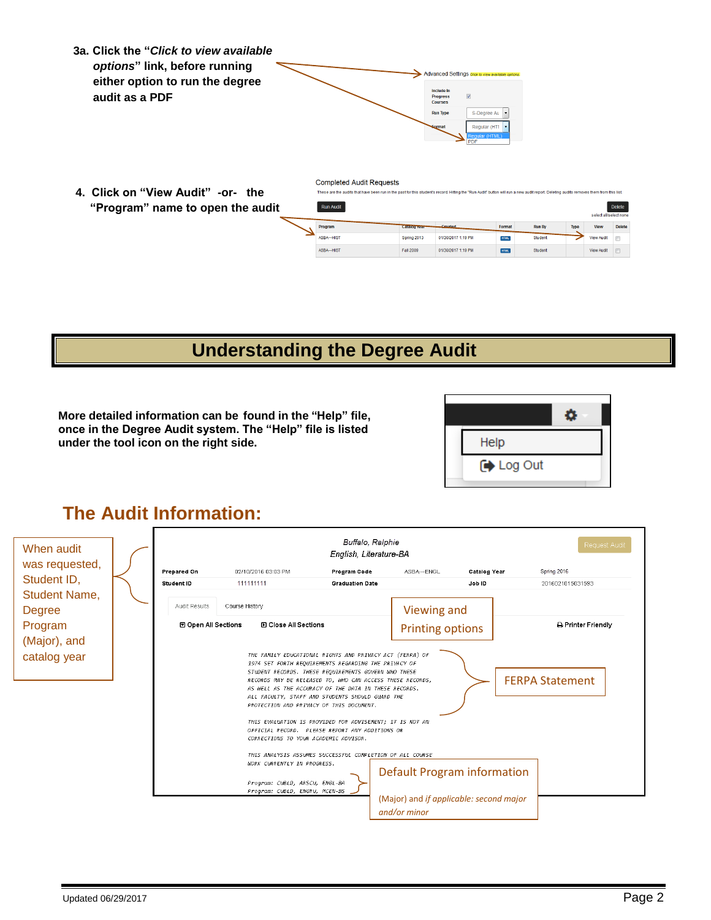**3a. Click the "*Click to view available options*" link, before running either option to run the degree audit as a PDF**

**4. Click on "View Audit" -or- the "Program" name to open the audit**

# Understanding the Degree Audit

**More detailed information can be found in the "Help" file, once in the Degree Audit system. The "Help" file is listed under the tool icon on the right side.**

## The Audit Information:

When audit was requested, Student ID, Student Name, Degree Program (Major), and catalog year

Viewing and Printing options

FERPA Statement

Default Program information

(Major) and *if applicable: second major and/or minor*

Updated 06/29/2017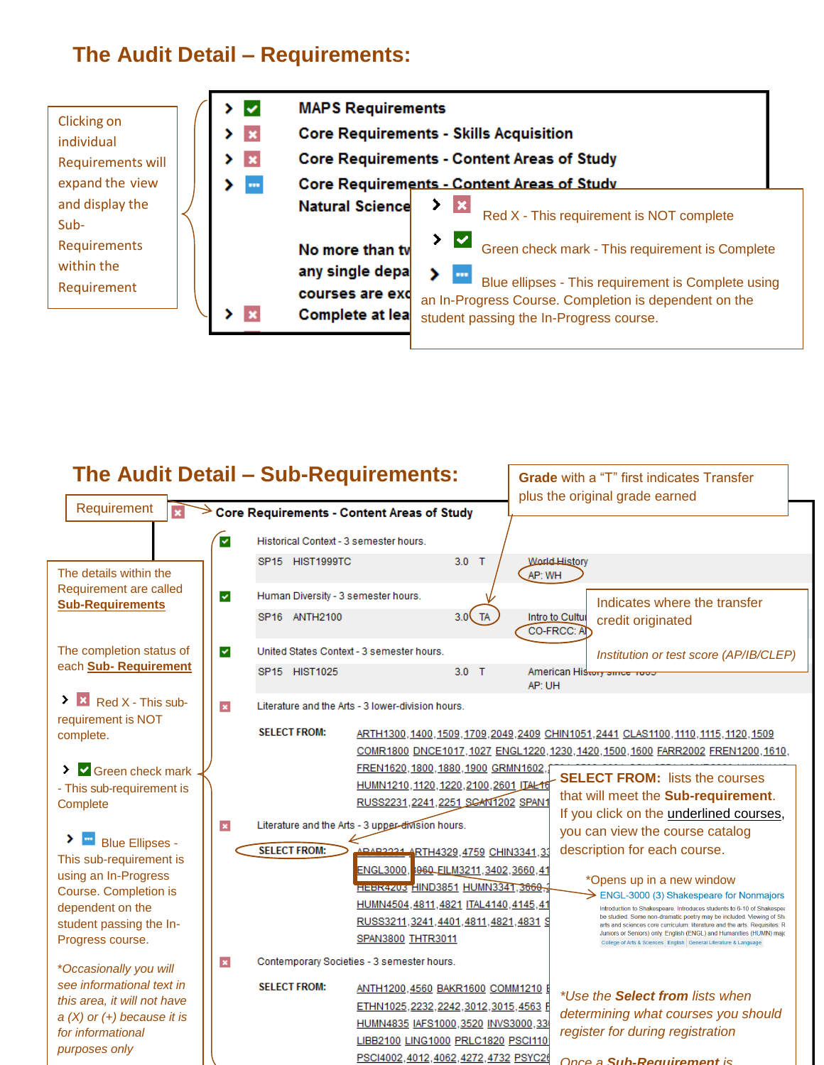## The Audit Detail – Requirements:

Clicking on individual Requirements will expand the view and display the Sub-Requirements within the Requirement

- MAPS Requirements
- Core Requirements - Skills Acquisition
- Core Requirements - Content Areas of Study
- Core Requirements - Content Areas of Study
  Natural Science

  No more than tw
  any single depa
  courses are exc
- Complete at lea

Red X - This requirement is NOT complete

Green check mark - This requirement is Complete

Blue ellipses - This requirement is Complete using an In-Progress Course. Completion is dependent on the student passing the In-Progress course.

## The Audit Detail – Sub-Requirements:

**Grade** with a "T" first indicates Transfer plus the original grade earned

Requirement → Core Requirements - Content Areas of Study

The details within the Requirement are called **Sub-Requirements**

The completion status of each **Sub- Requirement**

Red X - This sub-requirement is NOT complete.

Green check mark - This sub-requirement is Complete

Blue Ellipses - This sub-requirement is using an In-Progress Course. Completion is dependent on the student passing the In-Progress course.

*\*Occasionally you will see informational text in this area, it will not have a (X) or (+) because it is for informational purposes only*

Historical Context - 3 semester hours.

| | | | | |
|---|---|---|---|---|
| SP15 | HIST1999TC | 3.0 | T | World History AP: WH |

Human Diversity - 3 semester hours.

| | | | | |
|---|---|---|---|---|
| SP16 | ANTH2100 | 3.0 | TA | Intro to Cultu CO-FRCC: A |

United States Context - 3 semester hours.

| | | | | |
|---|---|---|---|---|
| SP15 | HIST1025 | 3.0 | T | American Histo AP: UH |

Indicates where the transfer credit originated

*Institution or test score (AP/IB/CLEP)*

Literature and the Arts - 3 lower-division hours.

**SELECT FROM:** ARTH1300,1400,1509,1709,2049,2409 CHIN1051,2441 CLAS1100,1110,1115,1120,1509 COMR1800 DNCE1017,1027 ENGL1220,1230,1420,1500,1600 FARR2002 FREN1200,1610, FREN1620,1800,1880,1900 GRMN1602,... HUMN1210,1120,1220,2100,2601 ITAL16... RUSS2231,2241,2251 SCAN1202 SPAN1...

Literature and the Arts - 3 upper-division hours.

**SELECT FROM:** ARAB3221 ARTH4329,4759 CHIN3341,33... ENGL3000,3060 FILM3211,3402,3660,41... HEBR4203 HIND3851 HUMN3341,3660,... HUMN4504,4811,4821 ITAL4140,4145,41... RUSS3211,3241,4401,4811,4821,4831 S... SPAN3800 THTR3011

**SELECT FROM:** lists the courses that will meet the **Sub-requirement**. If you click on the underlined courses, you can view the course catalog description for each course.

\*Opens up in a new window

ENGL-3000 (3) Shakespeare for Nonmajors

Contemporary Societies - 3 semester hours.

**SELECT FROM:** ANTH1200,4560 BAKR1600 COMM1210 E... ETHN1025,2232,2242,3012,3015,4563 F... HUMN4835 IAFS1000,3520 INVS3000,33... LIBB2100 LING1000 PRLC1820 PSCI110... PSCI4002,4012,4062,4272,4732 PSYC2...

*\*Use the **Select from** lists when determining what courses you should register for during registration*

*Once a **Sub-Requirement** is*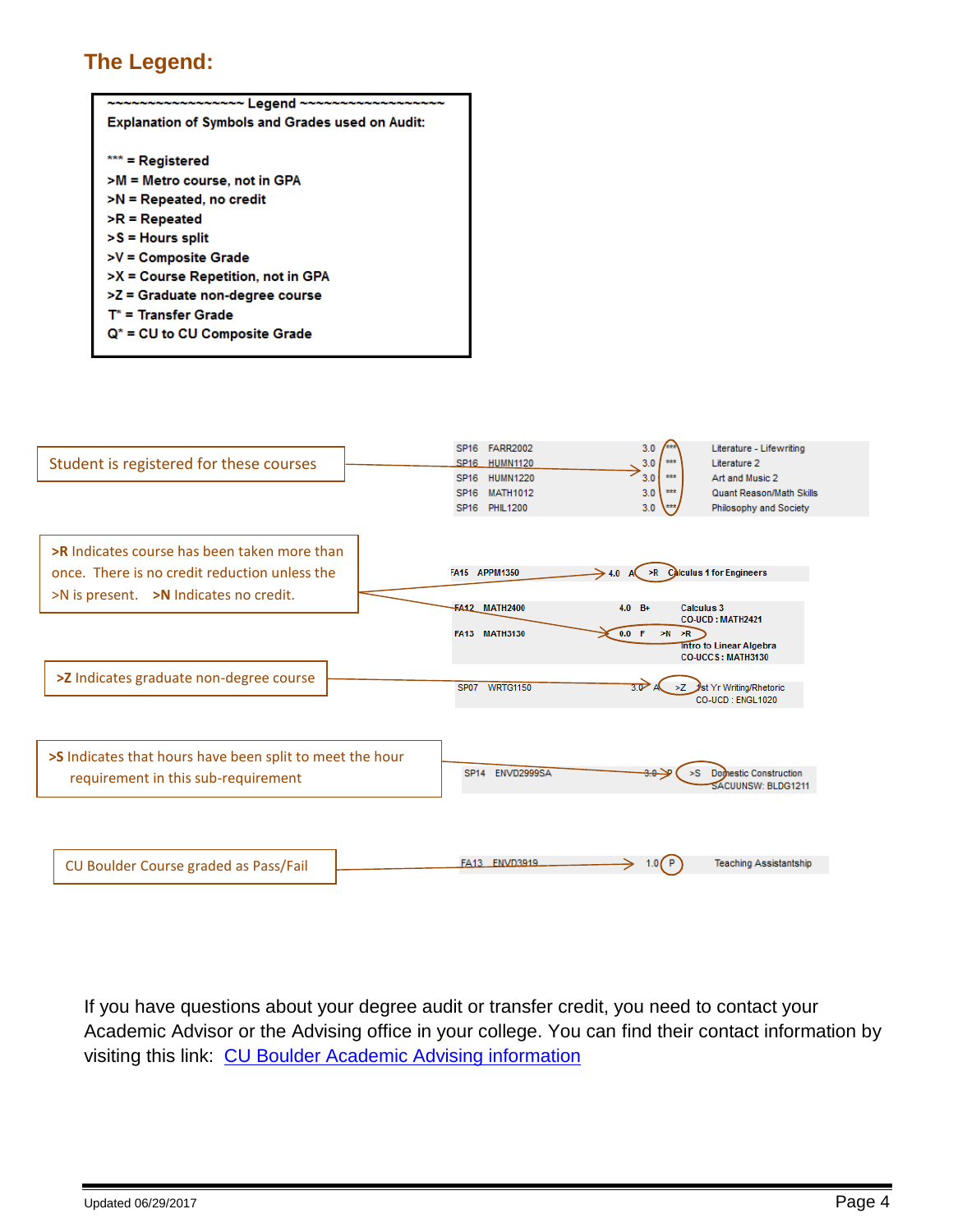## The Legend:

~~~~~~~~~~~~~~~~~~ Legend ~~~~~~~~~~~~~~~~~~~

**Explanation of Symbols and Grades used on Audit:**

- *** = Registered
- >M = Metro course, not in GPA
- >N = Repeated, no credit
- >R = Repeated
- >S = Hours split
- >V = Composite Grade
- >X = Course Repetition, not in GPA
- >Z = Graduate non-degree course
- T* = Transfer Grade
- Q* = CU to CU Composite Grade

Student is registered for these courses

| | | | | |
|---|---|---|---|---|
| SP16 | FARR2002 | 3.0 | *** | Literature - Lifewriting |
| SP16 | HUMN1120 | 3.0 | *** | Literature 2 |
| SP16 | HUMN1220 | 3.0 | *** | Art and Music 2 |
| SP16 | MATH1012 | 3.0 | *** | Quant Reason/Math Skills |
| SP16 | PHIL1200 | 3.0 | *** | Philosophy and Society |

**>R** Indicates course has been taken more than once. There is no credit reduction unless the >N is present. **>N** Indicates no credit.

```
FA15  APPM1350       4.0  A  >R  Calculus 1 for Engineers

FA12  MATH2400       4.0  B+     Calculus 3
                                 CO-UCD : MATH2421
FA13  MATH3130       0.0  F  >N  >R
                                 Intro to Linear Algebra
                                 CO-UCCS : MATH3130
```

**>Z** Indicates graduate non-degree course

```
SP07  WRTG1150       3.0  A  >Z  1st Yr Writing/Rhetoric
                                 CO-UCD : ENGL1020
```

**>S** Indicates that hours have been split to meet the hour requirement in this sub-requirement

```
SP14  ENVD2999SA     3.0  P  >S  Domestic Construction
                                 SACUUNSW: BLDG1211
```

CU Boulder Course graded as Pass/Fail

```
FA13  ENVD3919       1.0  P      Teaching Assistantship
```

If you have questions about your degree audit or transfer credit, you need to contact your Academic Advisor or the Advising office in your college. You can find their contact information by visiting this link: [CU Boulder Academic Advising information]()

Updated 06/29/2017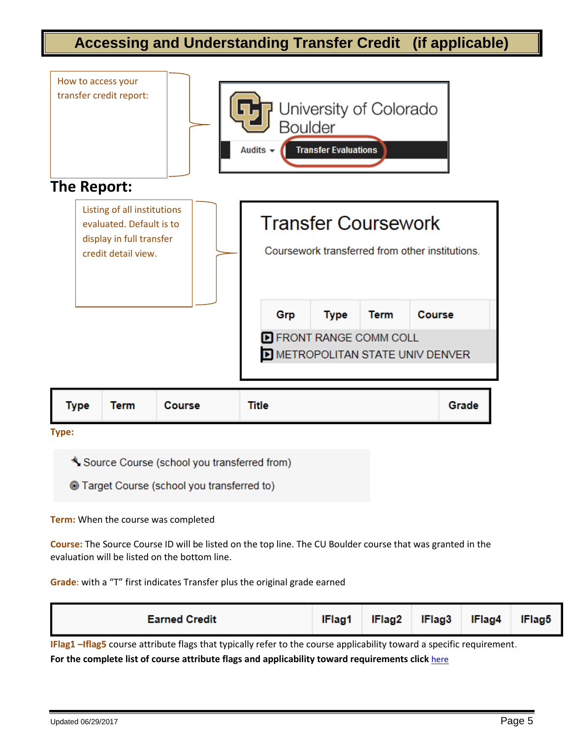# Accessing and Understanding Transfer Credit (if applicable)

How to access your transfer credit report:

University of Colorado Boulder

Audits ▾ | Transfer Evaluations

## The Report:

Listing of all institutions evaluated. Default is to display in full transfer credit detail view.

**Transfer Coursework**

Coursework transferred from other institutions.

| Grp | Type | Term | Course |
|---|---|---|---|
| FRONT RANGE COMM COLL | | | |
| METROPOLITAN STATE UNIV DENVER | | | |

| Type | Term | Course | Title | Grade |
|---|---|---|---|---|

**Type:**

- Source Course (school you transferred from)
- Target Course (school you transferred to)

**Term:** When the course was completed

**Course:** The Source Course ID will be listed on the top line. The CU Boulder course that was granted in the evaluation will be listed on the bottom line.

**Grade**: with a "T" first indicates Transfer plus the original grade earned

| Earned Credit | IFlag1 | IFlag2 | IFlag3 | IFlag4 | IFlag5 |
|---|---|---|---|---|---|

**IFlag1 –Iflag5** course attribute flags that typically refer to the course applicability toward a specific requirement.

**For the complete list of course attribute flags and applicability toward requirements click** [here]

Updated 06/29/2017